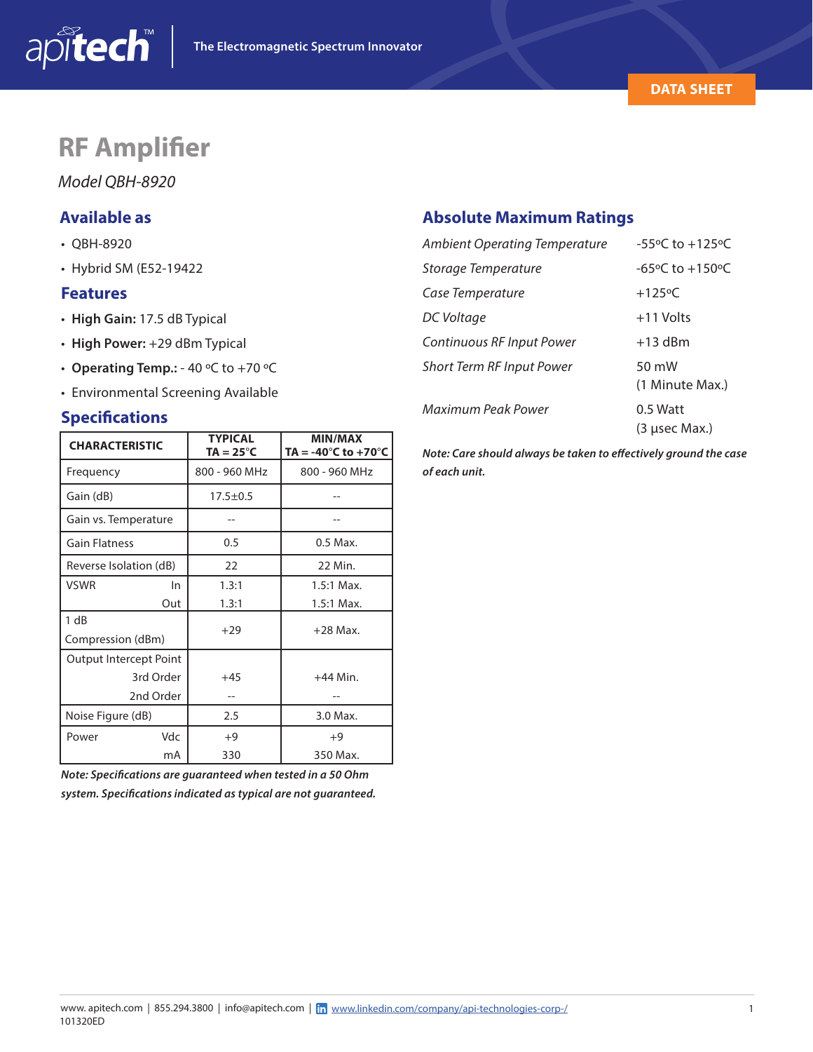# RF Amplifier

*Model QBH-8920*

## Available as

- QBH-8920
- Hybrid SM (E52-19422

## Features

- **High Gain:** 17.5 dB Typical
- **High Power:** +29 dBm Typical
- **Operating Temp.:** - 40 ºC to +70 ºC
- Environmental Screening Available

## Specifications

| CHARACTERISTIC | | TYPICAL TA = 25°C | MIN/MAX TA = -40°C to +70°C |
|---|---|---|---|
| Frequency | | 800 - 960 MHz | 800 - 960 MHz |
| Gain (dB) | | 17.5±0.5 | -- |
| Gain vs. Temperature | | -- | -- |
| Gain Flatness | | 0.5 | 0.5 Max. |
| Reverse Isolation (dB) | | 22 | 22 Min. |
| VSWR | In | 1.3:1 | 1.5:1 Max. |
| | Out | 1.3:1 | 1.5:1 Max. |
| 1 dB Compression (dBm) | | +29 | +28 Max. |
| Output Intercept Point | 3rd Order | +45 | +44 Min. |
| | 2nd Order | -- | -- |
| Noise Figure (dB) | | 2.5 | 3.0 Max. |
| Power | Vdc | +9 | +9 |
| | mA | 330 | 350 Max. |

***Note: Specifications are guaranteed when tested in a 50 Ohm system. Specifications indicated as typical are not guaranteed.***

## Absolute Maximum Ratings

| | |
|---|---|
| *Ambient Operating Temperature* | -55ºC to +125ºC |
| *Storage Temperature* | -65ºC to +150ºC |
| *Case Temperature* | +125ºC |
| *DC Voltage* | +11 Volts |
| *Continuous RF Input Power* | +13 dBm |
| *Short Term RF Input Power* | 50 mW (1 Minute Max.) |
| *Maximum Peak Power* | 0.5 Watt (3 µsec Max.) |

***Note: Care should always be taken to effectively ground the case of each unit.***

www. apitech.com | 855.294.3800 | info@apitech.com | www.linkedin.com/company/api-technologies-corp-/
101320ED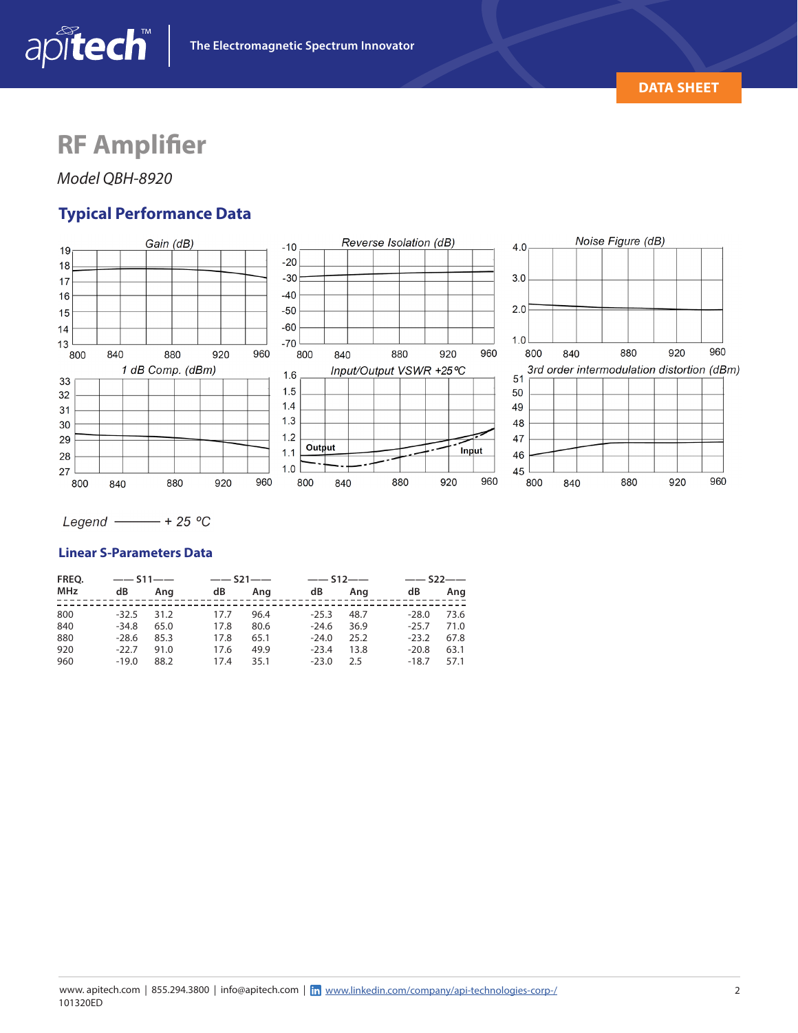# RF Amplifier

*Model QBH-8920*

## Typical Performance Data

Gain (dB)
19
18
17
16
15
14
13
800 840 880 920 960

Reverse Isolation (dB)
-10
-20
-30
-40
-50
-60
-70
800 840 880 920 960

Noise Figure (dB)
4.0
3.0
2.0
1.0
800 840 880 920 960

1 dB Comp. (dBm)
33
32
31
30
29
28
27
800 840 880 920 960

Input/Output VSWR +25°C
1.6
1.5
1.4
1.3
1.2
1.1
1.0
Output
Input
800 840 880 920 960

3rd order intermodulation distortion (dBm)
51
50
49
48
47
46
45
800 840 880 920 960

*Legend* ——— *+ 25 °C*

## Linear S-Parameters Data

| FREQ. | S11 | | S21 | | S12 | | S22 | |
|---|---|---|---|---|---|---|---|---|
| MHz | dB | Ang | dB | Ang | dB | Ang | dB | Ang |
| 800 | -32.5 | 31.2 | 17.7 | 96.4 | -25.3 | 48.7 | -28.0 | 73.6 |
| 840 | -34.8 | 65.0 | 17.8 | 80.6 | -24.6 | 36.9 | -25.7 | 71.0 |
| 880 | -28.6 | 85.3 | 17.8 | 65.1 | -24.0 | 25.2 | -23.2 | 67.8 |
| 920 | -22.7 | 91.0 | 17.6 | 49.9 | -23.4 | 13.8 | -20.8 | 63.1 |
| 960 | -19.0 | 88.2 | 17.4 | 35.1 | -23.0 | 2.5 | -18.7 | 57.1 |